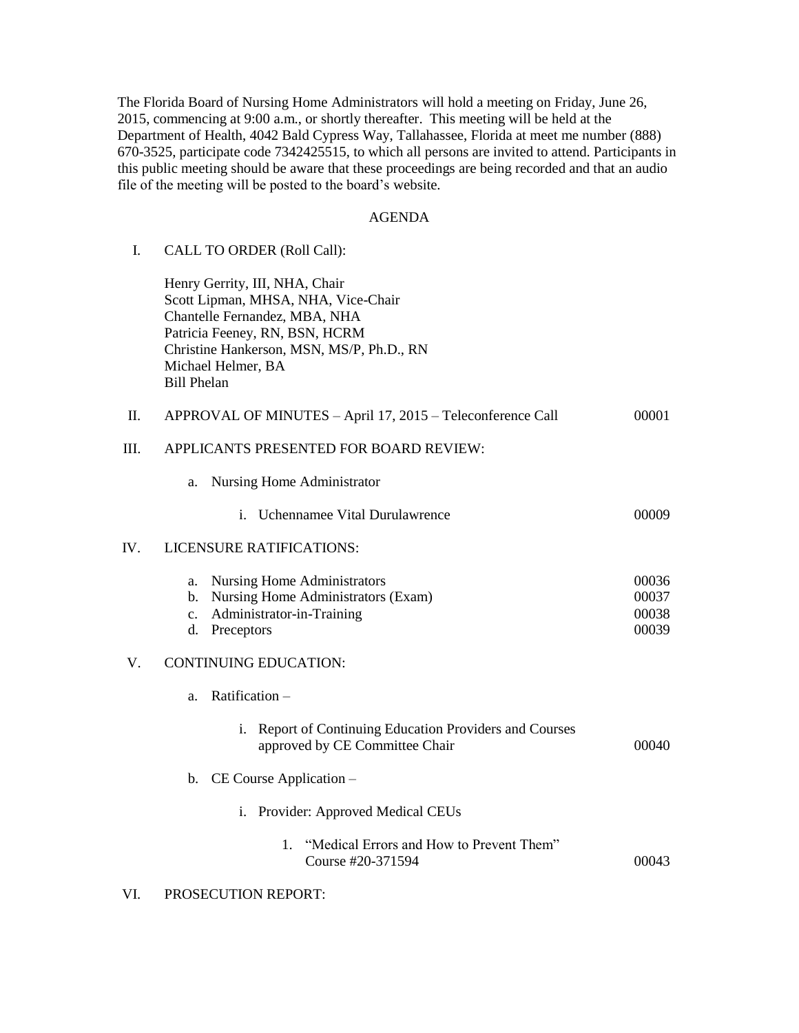The Florida Board of Nursing Home Administrators will hold a meeting on Friday, June 26, 2015, commencing at 9:00 a.m., or shortly thereafter. This meeting will be held at the Department of Health, 4042 Bald Cypress Way, Tallahassee, Florida at meet me number (888) 670-3525, participate code 7342425515, to which all persons are invited to attend. Participants in this public meeting should be aware that these proceedings are being recorded and that an audio file of the meeting will be posted to the board's website.

## AGENDA

I. CALL TO ORDER (Roll Call):

Henry Gerrity, III, NHA, Chair
Scott Lipman, MHSA, NHA, Vice-Chair
Chantelle Fernandez, MBA, NHA
Patricia Feeney, RN, BSN, HCRM
Christine Hankerson, MSN, MS/P, Ph.D., RN
Michael Helmer, BA
Bill Phelan

II. APPROVAL OF MINUTES – April 17, 2015 – Teleconference Call — 00001

III. APPLICANTS PRESENTED FOR BOARD REVIEW:

- a. Nursing Home Administrator
  - i. Uchennamee Vital Durulawrence — 00009

IV. LICENSURE RATIFICATIONS:

- a. Nursing Home Administrators — 00036
- b. Nursing Home Administrators (Exam) — 00037
- c. Administrator-in-Training — 00038
- d. Preceptors — 00039

V. CONTINUING EDUCATION:

- a. Ratification –
  - i. Report of Continuing Education Providers and Courses approved by CE Committee Chair — 00040
- b. CE Course Application –
  - i. Provider: Approved Medical CEUs
    1. "Medical Errors and How to Prevent Them" Course #20-371594 — 00043

VI. PROSECUTION REPORT: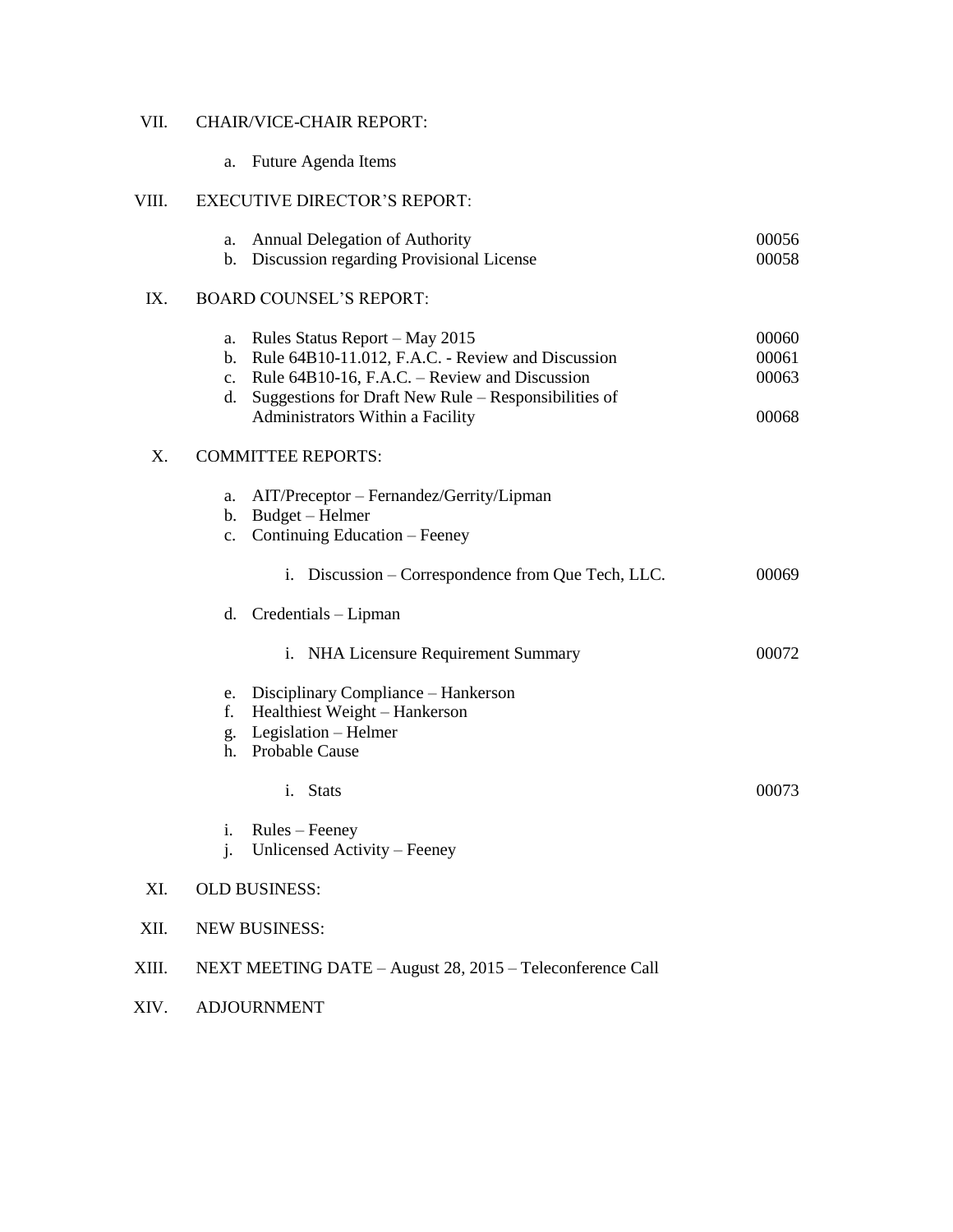VII. CHAIR/VICE-CHAIR REPORT:

a. Future Agenda Items

VIII. EXECUTIVE DIRECTOR'S REPORT:

a. Annual Delegation of Authority 00056
b. Discussion regarding Provisional License 00058

IX. BOARD COUNSEL'S REPORT:

a. Rules Status Report – May 2015 00060
b. Rule 64B10-11.012, F.A.C. - Review and Discussion 00061
c. Rule 64B10-16, F.A.C. – Review and Discussion 00063
d. Suggestions for Draft New Rule – Responsibilities of Administrators Within a Facility 00068

X. COMMITTEE REPORTS:

a. AIT/Preceptor – Fernandez/Gerrity/Lipman
b. Budget – Helmer
c. Continuing Education – Feeney

   i. Discussion – Correspondence from Que Tech, LLC. 00069

d. Credentials – Lipman

   i. NHA Licensure Requirement Summary 00072

e. Disciplinary Compliance – Hankerson
f. Healthiest Weight – Hankerson
g. Legislation – Helmer
h. Probable Cause

   i. Stats 00073

i. Rules – Feeney
j. Unlicensed Activity – Feeney

XI. OLD BUSINESS:

XII. NEW BUSINESS:

XIII. NEXT MEETING DATE – August 28, 2015 – Teleconference Call

XIV. ADJOURNMENT